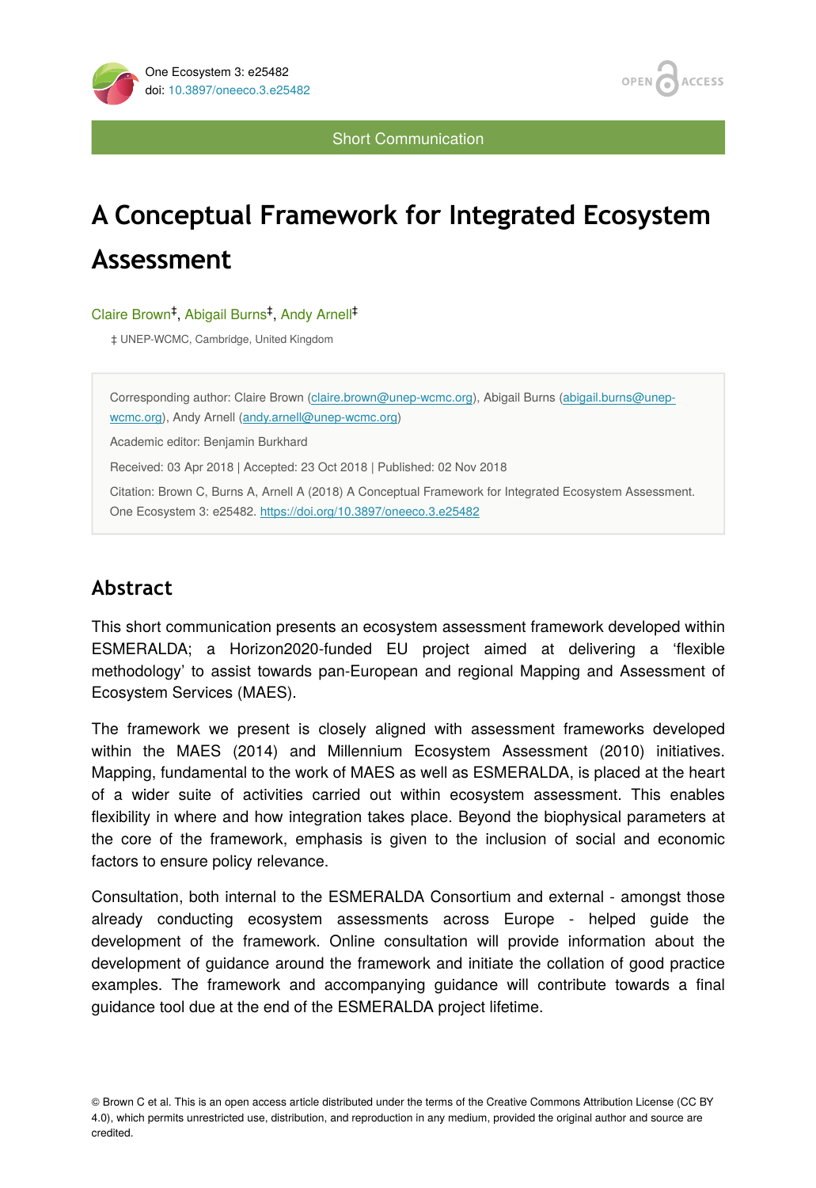Short Communication

# A Conceptual Framework for Integrated Ecosystem Assessment

Claire Brown[‡], Abigail Burns[‡], Andy Arnell[‡]

‡ UNEP-WCMC, Cambridge, United Kingdom

Corresponding author: Claire Brown (claire.brown@unep-wcmc.org), Abigail Burns (abigail.burns@unep-wcmc.org), Andy Arnell (andy.arnell@unep-wcmc.org)

Academic editor: Benjamin Burkhard

Received: 03 Apr 2018 | Accepted: 23 Oct 2018 | Published: 02 Nov 2018

Citation: Brown C, Burns A, Arnell A (2018) A Conceptual Framework for Integrated Ecosystem Assessment. One Ecosystem 3: e25482. https://doi.org/10.3897/oneeco.3.e25482

## Abstract

This short communication presents an ecosystem assessment framework developed within ESMERALDA; a Horizon2020-funded EU project aimed at delivering a 'flexible methodology' to assist towards pan-European and regional Mapping and Assessment of Ecosystem Services (MAES).

The framework we present is closely aligned with assessment frameworks developed within the MAES (2014) and Millennium Ecosystem Assessment (2010) initiatives. Mapping, fundamental to the work of MAES as well as ESMERALDA, is placed at the heart of a wider suite of activities carried out within ecosystem assessment. This enables flexibility in where and how integration takes place. Beyond the biophysical parameters at the core of the framework, emphasis is given to the inclusion of social and economic factors to ensure policy relevance.

Consultation, both internal to the ESMERALDA Consortium and external - amongst those already conducting ecosystem assessments across Europe - helped guide the development of the framework. Online consultation will provide information about the development of guidance around the framework and initiate the collation of good practice examples. The framework and accompanying guidance will contribute towards a final guidance tool due at the end of the ESMERALDA project lifetime.

© Brown C et al. This is an open access article distributed under the terms of the Creative Commons Attribution License (CC BY 4.0), which permits unrestricted use, distribution, and reproduction in any medium, provided the original author and source are credited.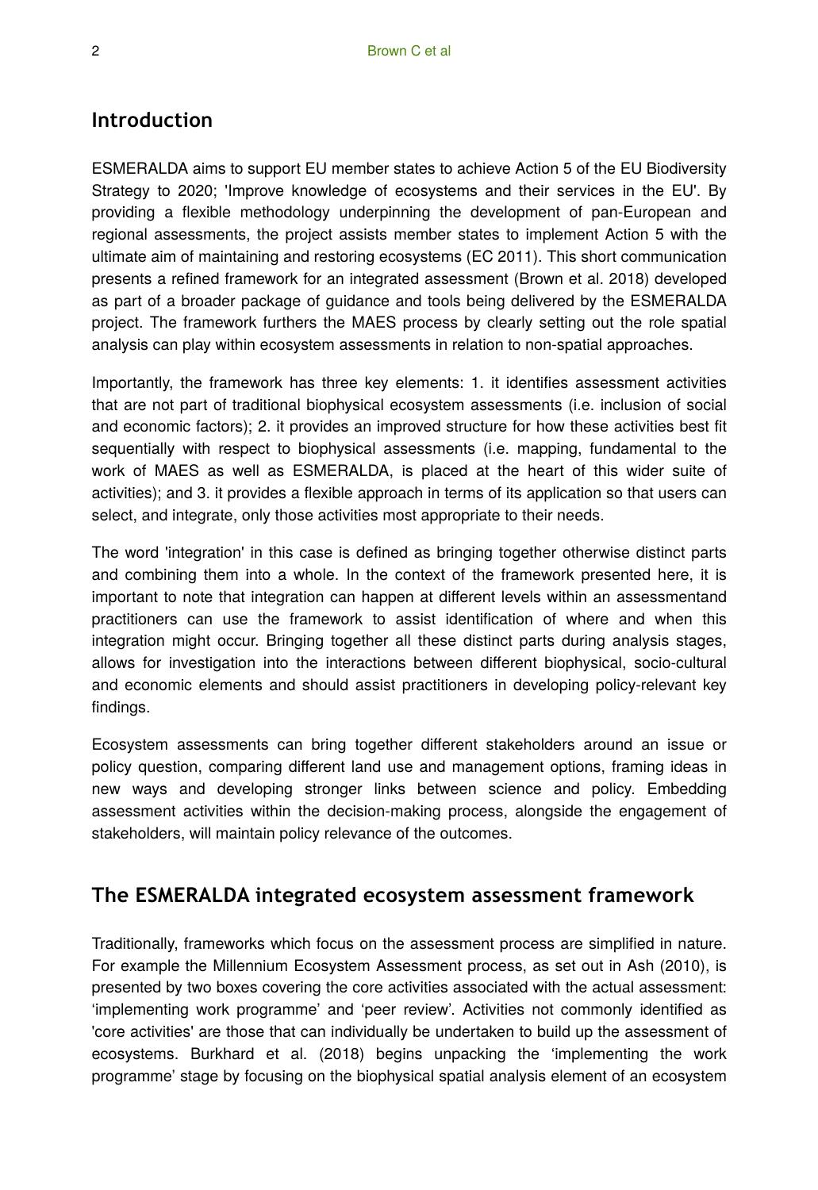## Introduction

ESMERALDA aims to support EU member states to achieve Action 5 of the EU Biodiversity Strategy to 2020; 'Improve knowledge of ecosystems and their services in the EU'. By providing a flexible methodology underpinning the development of pan-European and regional assessments, the project assists member states to implement Action 5 with the ultimate aim of maintaining and restoring ecosystems (EC 2011). This short communication presents a refined framework for an integrated assessment (Brown et al. 2018) developed as part of a broader package of guidance and tools being delivered by the ESMERALDA project. The framework furthers the MAES process by clearly setting out the role spatial analysis can play within ecosystem assessments in relation to non-spatial approaches.

Importantly, the framework has three key elements: 1. it identifies assessment activities that are not part of traditional biophysical ecosystem assessments (i.e. inclusion of social and economic factors); 2. it provides an improved structure for how these activities best fit sequentially with respect to biophysical assessments (i.e. mapping, fundamental to the work of MAES as well as ESMERALDA, is placed at the heart of this wider suite of activities); and 3. it provides a flexible approach in terms of its application so that users can select, and integrate, only those activities most appropriate to their needs.

The word 'integration' in this case is defined as bringing together otherwise distinct parts and combining them into a whole. In the context of the framework presented here, it is important to note that integration can happen at different levels within an assessmentand practitioners can use the framework to assist identification of where and when this integration might occur. Bringing together all these distinct parts during analysis stages, allows for investigation into the interactions between different biophysical, socio-cultural and economic elements and should assist practitioners in developing policy-relevant key findings.

Ecosystem assessments can bring together different stakeholders around an issue or policy question, comparing different land use and management options, framing ideas in new ways and developing stronger links between science and policy. Embedding assessment activities within the decision-making process, alongside the engagement of stakeholders, will maintain policy relevance of the outcomes.

## The ESMERALDA integrated ecosystem assessment framework

Traditionally, frameworks which focus on the assessment process are simplified in nature. For example the Millennium Ecosystem Assessment process, as set out in Ash (2010), is presented by two boxes covering the core activities associated with the actual assessment: 'implementing work programme' and 'peer review'. Activities not commonly identified as 'core activities' are those that can individually be undertaken to build up the assessment of ecosystems. Burkhard et al. (2018) begins unpacking the 'implementing the work programme' stage by focusing on the biophysical spatial analysis element of an ecosystem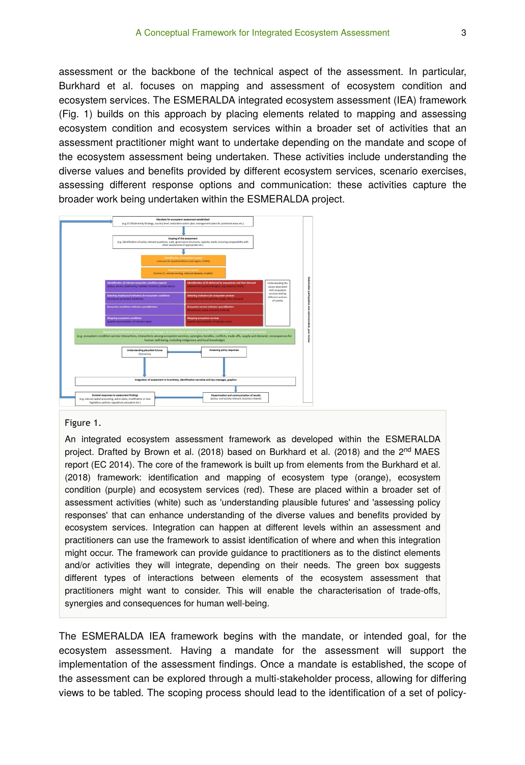assessment or the backbone of the technical aspect of the assessment. In particular, Burkhard et al. focuses on mapping and assessment of ecosystem condition and ecosystem services. The ESMERALDA integrated ecosystem assessment (IEA) framework (Fig. 1) builds on this approach by placing elements related to mapping and assessing ecosystem condition and ecosystem services within a broader set of activities that an assessment practitioner might want to undertake depending on the mandate and scope of the ecosystem assessment being undertaken. These activities include understanding the diverse values and benefits provided by different ecosystem services, scenario exercises, assessing different response options and communication: these activities capture the broader work being undertaken within the ESMERALDA project.

Figure 1.

An integrated ecosystem assessment framework as developed within the ESMERALDA project. Drafted by Brown et al. (2018) based on Burkhard et al. (2018) and the 2nd MAES report (EC 2014). The core of the framework is built up from elements from the Burkhard et al. (2018) framework: identification and mapping of ecosystem type (orange), ecosystem condition (purple) and ecosystem services (red). These are placed within a broader set of assessment activities (white) such as 'understanding plausible futures' and 'assessing policy responses' that can enhance understanding of the diverse values and benefits provided by ecosystem services. Integration can happen at different levels within an assessment and practitioners can use the framework to assist identification of where and when this integration might occur. The framework can provide guidance to practitioners as to the distinct elements and/or activities they will integrate, depending on their needs. The green box suggests different types of interactions between elements of the ecosystem assessment that practitioners might want to consider. This will enable the characterisation of trade-offs, synergies and consequences for human well-being.

The ESMERALDA IEA framework begins with the mandate, or intended goal, for the ecosystem assessment. Having a mandate for the assessment will support the implementation of the assessment findings. Once a mandate is established, the scope of the assessment can be explored through a multi-stakeholder process, allowing for differing views to be tabled. The scoping process should lead to the identification of a set of policy-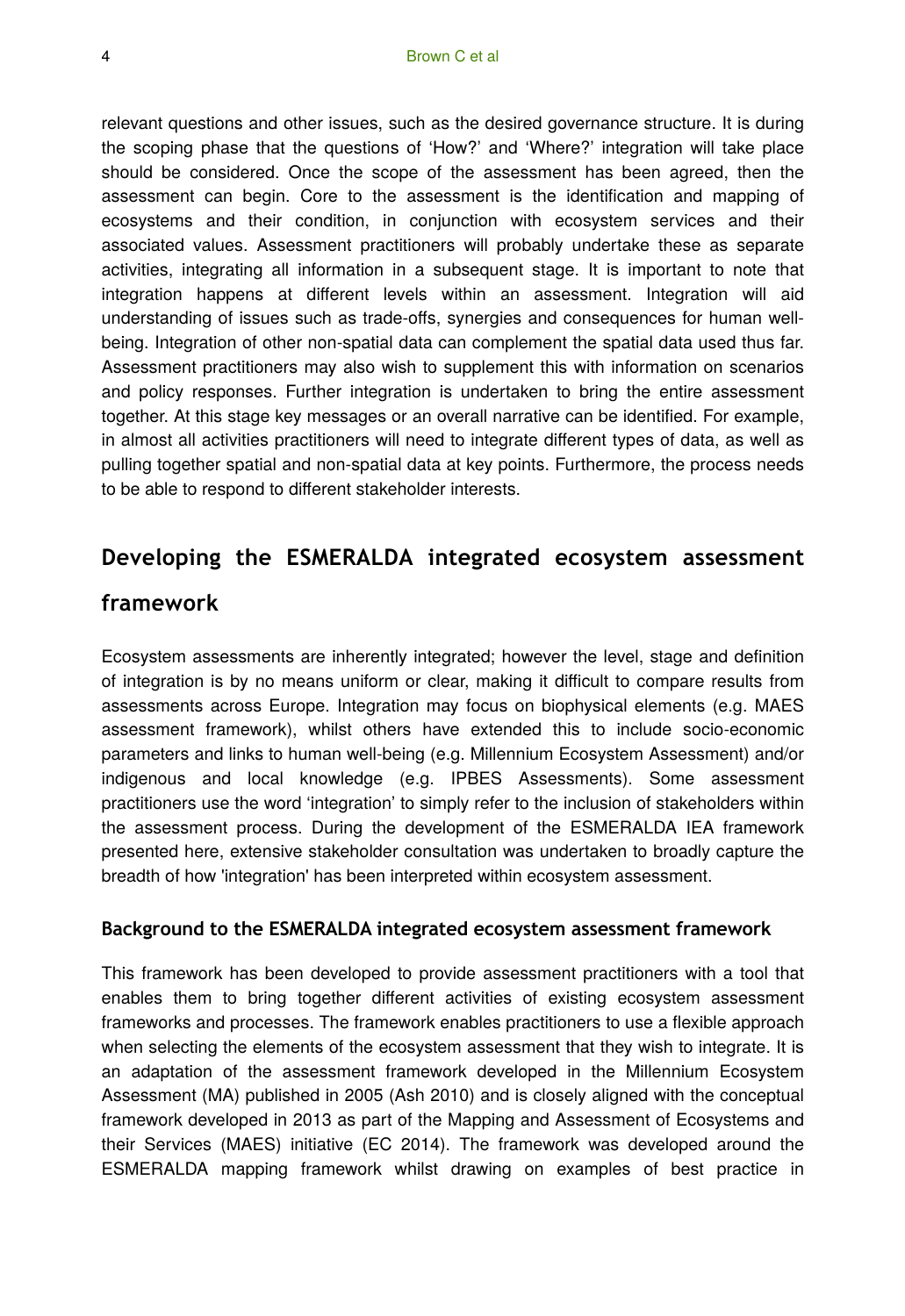relevant questions and other issues, such as the desired governance structure. It is during the scoping phase that the questions of 'How?' and 'Where?' integration will take place should be considered. Once the scope of the assessment has been agreed, then the assessment can begin. Core to the assessment is the identification and mapping of ecosystems and their condition, in conjunction with ecosystem services and their associated values. Assessment practitioners will probably undertake these as separate activities, integrating all information in a subsequent stage. It is important to note that integration happens at different levels within an assessment. Integration will aid understanding of issues such as trade-offs, synergies and consequences for human well-being. Integration of other non-spatial data can complement the spatial data used thus far. Assessment practitioners may also wish to supplement this with information on scenarios and policy responses. Further integration is undertaken to bring the entire assessment together. At this stage key messages or an overall narrative can be identified. For example, in almost all activities practitioners will need to integrate different types of data, as well as pulling together spatial and non-spatial data at key points. Furthermore, the process needs to be able to respond to different stakeholder interests.

## Developing the ESMERALDA integrated ecosystem assessment framework

Ecosystem assessments are inherently integrated; however the level, stage and definition of integration is by no means uniform or clear, making it difficult to compare results from assessments across Europe. Integration may focus on biophysical elements (e.g. MAES assessment framework), whilst others have extended this to include socio-economic parameters and links to human well-being (e.g. Millennium Ecosystem Assessment) and/or indigenous and local knowledge (e.g. IPBES Assessments). Some assessment practitioners use the word 'integration' to simply refer to the inclusion of stakeholders within the assessment process. During the development of the ESMERALDA IEA framework presented here, extensive stakeholder consultation was undertaken to broadly capture the breadth of how 'integration' has been interpreted within ecosystem assessment.

### Background to the ESMERALDA integrated ecosystem assessment framework

This framework has been developed to provide assessment practitioners with a tool that enables them to bring together different activities of existing ecosystem assessment frameworks and processes. The framework enables practitioners to use a flexible approach when selecting the elements of the ecosystem assessment that they wish to integrate. It is an adaptation of the assessment framework developed in the Millennium Ecosystem Assessment (MA) published in 2005 (Ash 2010) and is closely aligned with the conceptual framework developed in 2013 as part of the Mapping and Assessment of Ecosystems and their Services (MAES) initiative (EC 2014). The framework was developed around the ESMERALDA mapping framework whilst drawing on examples of best practice in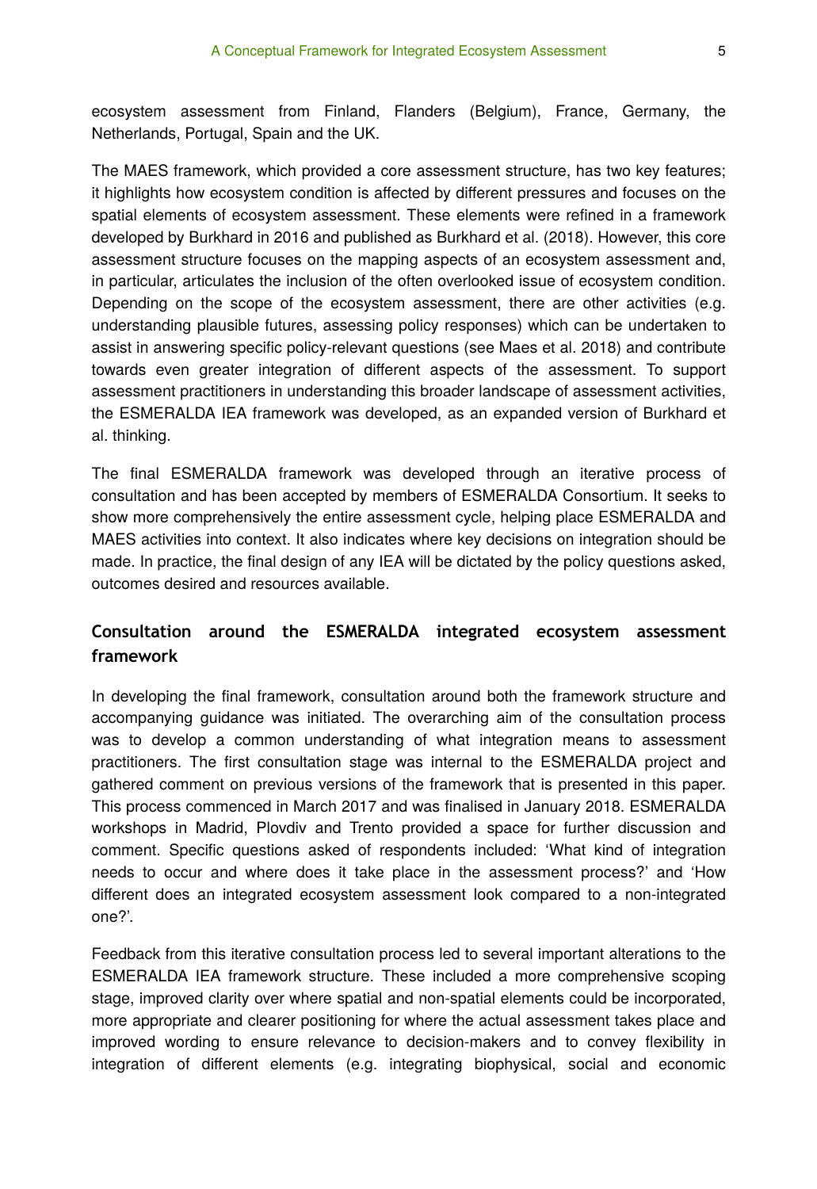ecosystem assessment from Finland, Flanders (Belgium), France, Germany, the Netherlands, Portugal, Spain and the UK.

The MAES framework, which provided a core assessment structure, has two key features; it highlights how ecosystem condition is affected by different pressures and focuses on the spatial elements of ecosystem assessment. These elements were refined in a framework developed by Burkhard in 2016 and published as Burkhard et al. (2018). However, this core assessment structure focuses on the mapping aspects of an ecosystem assessment and, in particular, articulates the inclusion of the often overlooked issue of ecosystem condition. Depending on the scope of the ecosystem assessment, there are other activities (e.g. understanding plausible futures, assessing policy responses) which can be undertaken to assist in answering specific policy-relevant questions (see Maes et al. 2018) and contribute towards even greater integration of different aspects of the assessment. To support assessment practitioners in understanding this broader landscape of assessment activities, the ESMERALDA IEA framework was developed, as an expanded version of Burkhard et al. thinking.

The final ESMERALDA framework was developed through an iterative process of consultation and has been accepted by members of ESMERALDA Consortium. It seeks to show more comprehensively the entire assessment cycle, helping place ESMERALDA and MAES activities into context. It also indicates where key decisions on integration should be made. In practice, the final design of any IEA will be dictated by the policy questions asked, outcomes desired and resources available.

## Consultation around the ESMERALDA integrated ecosystem assessment framework

In developing the final framework, consultation around both the framework structure and accompanying guidance was initiated. The overarching aim of the consultation process was to develop a common understanding of what integration means to assessment practitioners. The first consultation stage was internal to the ESMERALDA project and gathered comment on previous versions of the framework that is presented in this paper. This process commenced in March 2017 and was finalised in January 2018. ESMERALDA workshops in Madrid, Plovdiv and Trento provided a space for further discussion and comment. Specific questions asked of respondents included: 'What kind of integration needs to occur and where does it take place in the assessment process?' and 'How different does an integrated ecosystem assessment look compared to a non-integrated one?'.

Feedback from this iterative consultation process led to several important alterations to the ESMERALDA IEA framework structure. These included a more comprehensive scoping stage, improved clarity over where spatial and non-spatial elements could be incorporated, more appropriate and clearer positioning for where the actual assessment takes place and improved wording to ensure relevance to decision-makers and to convey flexibility in integration of different elements (e.g. integrating biophysical, social and economic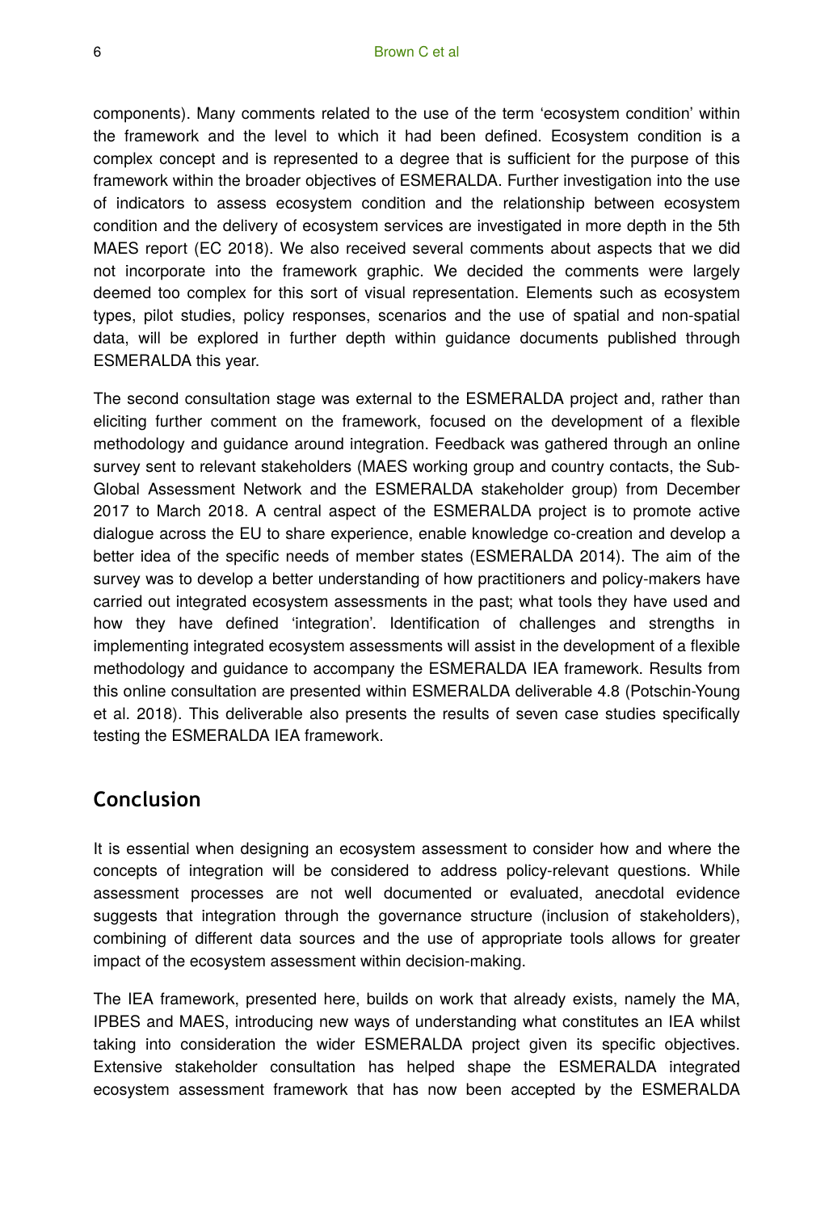components). Many comments related to the use of the term 'ecosystem condition' within the framework and the level to which it had been defined. Ecosystem condition is a complex concept and is represented to a degree that is sufficient for the purpose of this framework within the broader objectives of ESMERALDA. Further investigation into the use of indicators to assess ecosystem condition and the relationship between ecosystem condition and the delivery of ecosystem services are investigated in more depth in the 5th MAES report (EC 2018). We also received several comments about aspects that we did not incorporate into the framework graphic. We decided the comments were largely deemed too complex for this sort of visual representation. Elements such as ecosystem types, pilot studies, policy responses, scenarios and the use of spatial and non-spatial data, will be explored in further depth within guidance documents published through ESMERALDA this year.

The second consultation stage was external to the ESMERALDA project and, rather than eliciting further comment on the framework, focused on the development of a flexible methodology and guidance around integration. Feedback was gathered through an online survey sent to relevant stakeholders (MAES working group and country contacts, the Sub-Global Assessment Network and the ESMERALDA stakeholder group) from December 2017 to March 2018. A central aspect of the ESMERALDA project is to promote active dialogue across the EU to share experience, enable knowledge co-creation and develop a better idea of the specific needs of member states (ESMERALDA 2014). The aim of the survey was to develop a better understanding of how practitioners and policy-makers have carried out integrated ecosystem assessments in the past; what tools they have used and how they have defined 'integration'. Identification of challenges and strengths in implementing integrated ecosystem assessments will assist in the development of a flexible methodology and guidance to accompany the ESMERALDA IEA framework. Results from this online consultation are presented within ESMERALDA deliverable 4.8 (Potschin-Young et al. 2018). This deliverable also presents the results of seven case studies specifically testing the ESMERALDA IEA framework.

## Conclusion

It is essential when designing an ecosystem assessment to consider how and where the concepts of integration will be considered to address policy-relevant questions. While assessment processes are not well documented or evaluated, anecdotal evidence suggests that integration through the governance structure (inclusion of stakeholders), combining of different data sources and the use of appropriate tools allows for greater impact of the ecosystem assessment within decision-making.

The IEA framework, presented here, builds on work that already exists, namely the MA, IPBES and MAES, introducing new ways of understanding what constitutes an IEA whilst taking into consideration the wider ESMERALDA project given its specific objectives. Extensive stakeholder consultation has helped shape the ESMERALDA integrated ecosystem assessment framework that has now been accepted by the ESMERALDA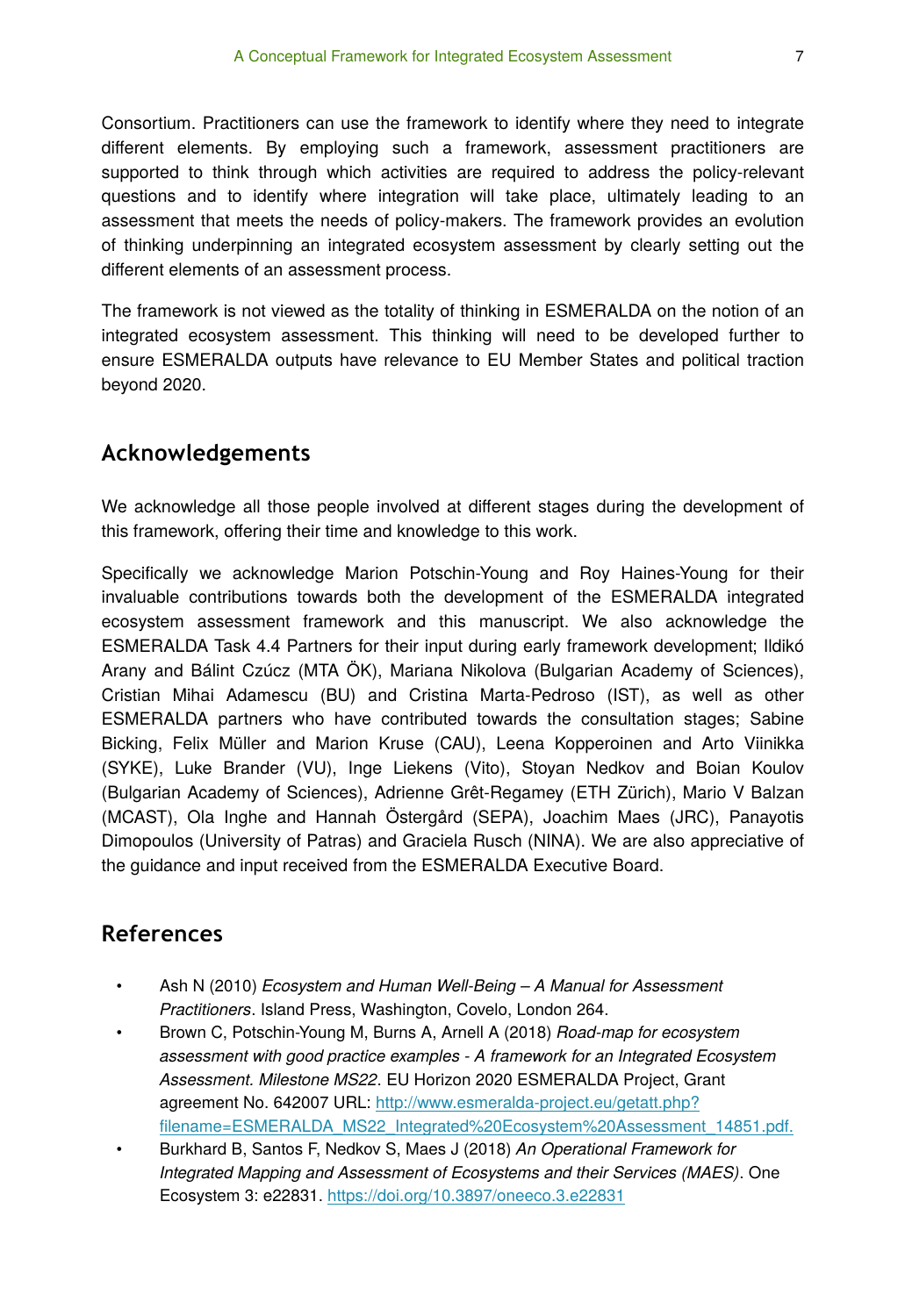Consortium. Practitioners can use the framework to identify where they need to integrate different elements. By employing such a framework, assessment practitioners are supported to think through which activities are required to address the policy-relevant questions and to identify where integration will take place, ultimately leading to an assessment that meets the needs of policy-makers. The framework provides an evolution of thinking underpinning an integrated ecosystem assessment by clearly setting out the different elements of an assessment process.

The framework is not viewed as the totality of thinking in ESMERALDA on the notion of an integrated ecosystem assessment. This thinking will need to be developed further to ensure ESMERALDA outputs have relevance to EU Member States and political traction beyond 2020.

## Acknowledgements

We acknowledge all those people involved at different stages during the development of this framework, offering their time and knowledge to this work.

Specifically we acknowledge Marion Potschin-Young and Roy Haines-Young for their invaluable contributions towards both the development of the ESMERALDA integrated ecosystem assessment framework and this manuscript. We also acknowledge the ESMERALDA Task 4.4 Partners for their input during early framework development; Ildikó Arany and Bálint Czúcz (MTA ÖK), Mariana Nikolova (Bulgarian Academy of Sciences), Cristian Mihai Adamescu (BU) and Cristina Marta-Pedroso (IST), as well as other ESMERALDA partners who have contributed towards the consultation stages; Sabine Bicking, Felix Müller and Marion Kruse (CAU), Leena Kopperoinen and Arto Viinikka (SYKE), Luke Brander (VU), Inge Liekens (Vito), Stoyan Nedkov and Boian Koulov (Bulgarian Academy of Sciences), Adrienne Grêt-Regamey (ETH Zürich), Mario V Balzan (MCAST), Ola Inghe and Hannah Östergård (SEPA), Joachim Maes (JRC), Panayotis Dimopoulos (University of Patras) and Graciela Rusch (NINA). We are also appreciative of the guidance and input received from the ESMERALDA Executive Board.

## References

- Ash N (2010) *Ecosystem and Human Well-Being – A Manual for Assessment Practitioners*. Island Press, Washington, Covelo, London 264.
- Brown C, Potschin-Young M, Burns A, Arnell A (2018) *Road-map for ecosystem assessment with good practice examples - A framework for an Integrated Ecosystem Assessment. Milestone MS22*. EU Horizon 2020 ESMERALDA Project, Grant agreement No. 642007 URL: http://www.esmeralda-project.eu/getatt.php?filename=ESMERALDA_MS22_Integrated%20Ecosystem%20Assessment_14851.pdf.
- Burkhard B, Santos F, Nedkov S, Maes J (2018) *An Operational Framework for Integrated Mapping and Assessment of Ecosystems and their Services (MAES)*. One Ecosystem 3: e22831. https://doi.org/10.3897/oneeco.3.e22831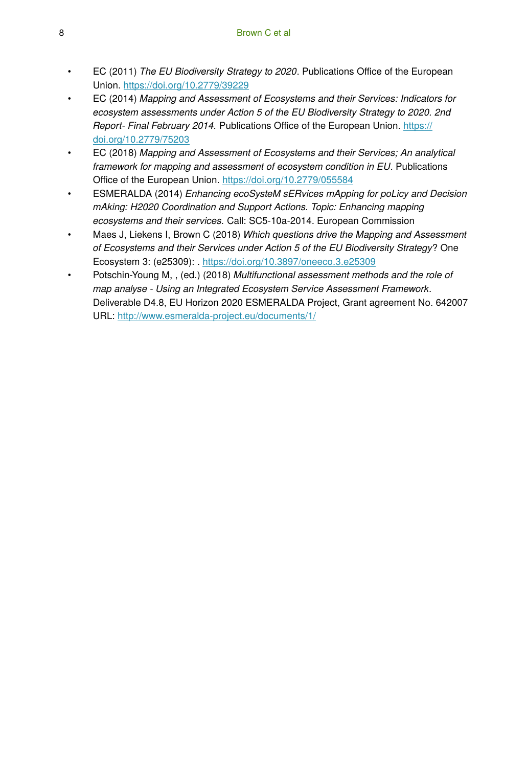- EC (2011) *The EU Biodiversity Strategy to 2020*. Publications Office of the European Union. [https://doi.org/10.2779/39229](https://doi.org/10.2779/39229)
- EC (2014) *Mapping and Assessment of Ecosystems and their Services: Indicators for ecosystem assessments under Action 5 of the EU Biodiversity Strategy to 2020. 2nd Report- Final February 2014.* Publications Office of the European Union. [https://doi.org/10.2779/75203](https://doi.org/10.2779/75203)
- EC (2018) *Mapping and Assessment of Ecosystems and their Services; An analytical framework for mapping and assessment of ecosystem condition in EU*. Publications Office of the European Union. [https://doi.org/10.2779/055584](https://doi.org/10.2779/055584)
- ESMERALDA (2014) *Enhancing ecoSysteM sERvices mApping for poLicy and Decision mAking: H2020 Coordination and Support Actions. Topic: Enhancing mapping ecosystems and their services.* Call: SC5-10a-2014. European Commission
- Maes J, Liekens I, Brown C (2018) *Which questions drive the Mapping and Assessment of Ecosystems and their Services under Action 5 of the EU Biodiversity Strategy*? One Ecosystem 3: (e25309): . [https://doi.org/10.3897/oneeco.3.e25309](https://doi.org/10.3897/oneeco.3.e25309)
- Potschin-Young M, , (ed.) (2018) *Multifunctional assessment methods and the role of map analyse - Using an Integrated Ecosystem Service Assessment Framework*. Deliverable D4.8, EU Horizon 2020 ESMERALDA Project, Grant agreement No. 642007 URL: [http://www.esmeralda-project.eu/documents/1/](http://www.esmeralda-project.eu/documents/1/)